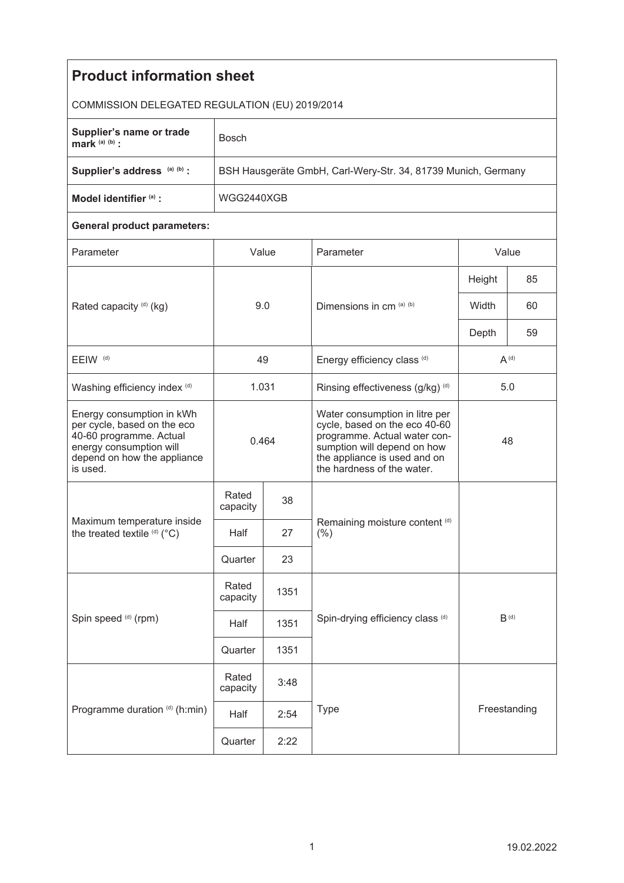# Product information sheet

COMMISSION DELEGATED REGULATION (EU) 2019/2014

| | |
|---|---|
| **Supplier's name or trade mark** (a) (b) **:** | Bosch |
| **Supplier's address** (a) (b) **:** | BSH Hausgeräte GmbH, Carl-Wery-Str. 34, 81739 Munich, Germany |
| **Model identifier** (a) **:** | WGG2440XGB |

**General product parameters:**

| Parameter | Value | | Parameter | Value | |
|---|---|---|---|---|---|
| Rated capacity (d) (kg) | 9.0 | | Dimensions in cm (a) (b) | Height | 85 |
| | | | | Width | 60 |
| | | | | Depth | 59 |
| EEIW (d) | 49 | | Energy efficiency class (d) | A (d) | |
| Washing efficiency index (d) | 1.031 | | Rinsing effectiveness (g/kg) (d) | 5.0 | |
| Energy consumption in kWh per cycle, based on the eco 40-60 programme. Actual energy consumption will depend on how the appliance is used. | 0.464 | | Water consumption in litre per cycle, based on the eco 40-60 programme. Actual water consumption will depend on how the appliance is used and on the hardness of the water. | 48 | |
| Maximum temperature inside the treated textile (d) (°C) | Rated capacity | 38 | Remaining moisture content (d) (%) | | |
| | Half | 27 | | | |
| | Quarter | 23 | | | |
| Spin speed (d) (rpm) | Rated capacity | 1351 | Spin-drying efficiency class (d) | B (d) | |
| | Half | 1351 | | | |
| | Quarter | 1351 | | | |
| Programme duration (d) (h:min) | Rated capacity | 3:48 | Type | Freestanding | |
| | Half | 2:54 | | | |
| | Quarter | 2:22 | | | |

19.02.2022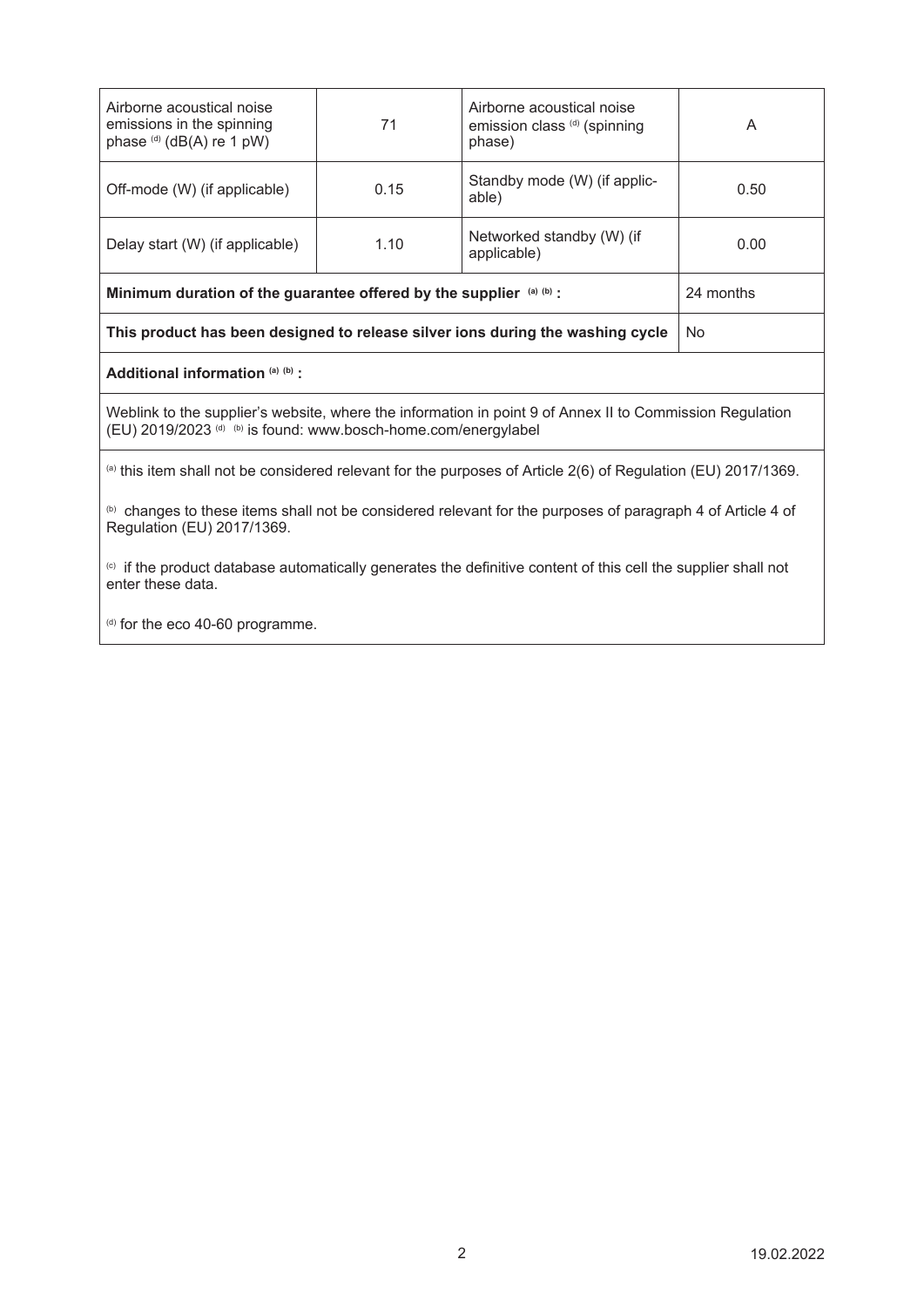| | | | |
|---|---|---|---|
| Airborne acoustical noise emissions in the spinning phase [d] (dB(A) re 1 pW) | 71 | Airborne acoustical noise emission class [d] (spinning phase) | A |
| Off-mode (W) (if applicable) | 0.15 | Standby mode (W) (if applicable) | 0.50 |
| Delay start (W) (if applicable) | 1.10 | Networked standby (W) (if applicable) | 0.00 |
| **Minimum duration of the guarantee offered by the supplier [a] [b] :** | | | 24 months |
| **This product has been designed to release silver ions during the washing cycle** | | | No |
| **Additional information [a] [b] :** | | | |
| Weblink to the supplier's website, where the information in point 9 of Annex II to Commission Regulation (EU) 2019/2023 [d] [b] is found: www.bosch-home.com/energylabel | | | |

[a] this item shall not be considered relevant for the purposes of Article 2(6) of Regulation (EU) 2017/1369.

[b] changes to these items shall not be considered relevant for the purposes of paragraph 4 of Article 4 of Regulation (EU) 2017/1369.

[c] if the product database automatically generates the definitive content of this cell the supplier shall not enter these data.

[d] for the eco 40-60 programme.

19.02.2022